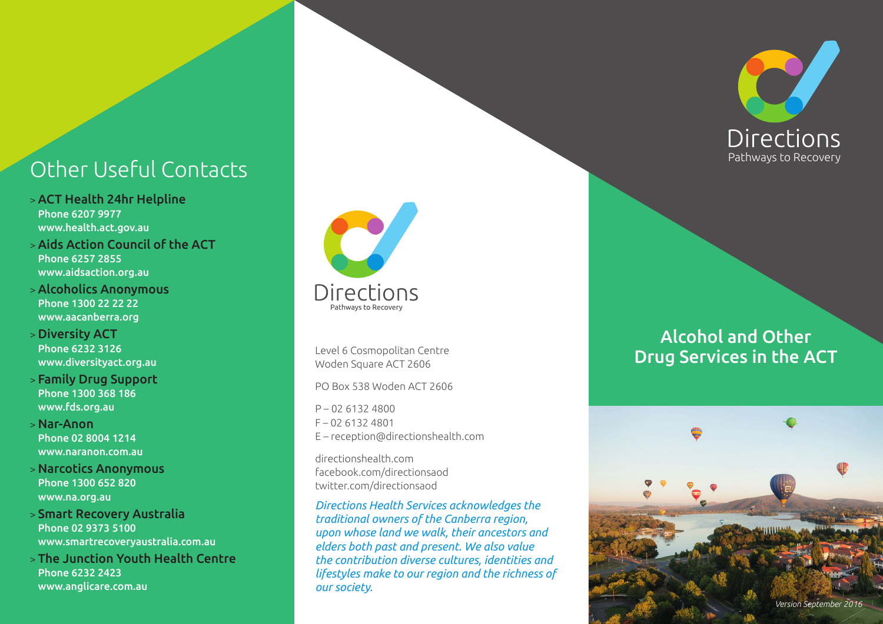## Other Useful Contacts

- **ACT Health 24hr Helpline**
  **Phone 6207 9977**
  **www.health.act.gov.au**
- **Aids Action Council of the ACT**
  **Phone 6257 2855**
  **www.aidsaction.org.au**
- **Alcoholics Anonymous**
  **Phone 1300 22 22 22**
  **www.aacanberra.org**
- **Diversity ACT**
  **Phone 6232 3126**
  **www.diversityact.org.au**
- **Family Drug Support**
  **Phone 1300 368 186**
  **www.fds.org.au**
- **Nar-Anon**
  **Phone 02 8004 1214**
  **www.naranon.com.au**
- **Narcotics Anonymous**
  **Phone 1300 652 820**
  **www.na.org.au**
- **Smart Recovery Australia**
  **Phone 02 9373 5100**
  **www.smartrecoveryaustralia.com.au**
- **The Junction Youth Health Centre**
  **Phone 6232 2423**
  **www.anglicare.com.au**

Directions
Pathways to Recovery

Level 6 Cosmopolitan Centre
Woden Square ACT 2606

PO Box 538 Woden ACT 2606

P – 02 6132 4800
F – 02 6132 4801
E – reception@directionshealth.com

directionshealth.com
facebook.com/directionsaod
twitter.com/directionsaod

*Directions Health Services acknowledges the traditional owners of the Canberra region, upon whose land we walk, their ancestors and elders both past and present. We also value the contribution diverse cultures, identities and lifestyles make to our region and the richness of our society.*

Directions
Pathways to Recovery

# Alcohol and Other Drug Services in the ACT

*Version September 2016*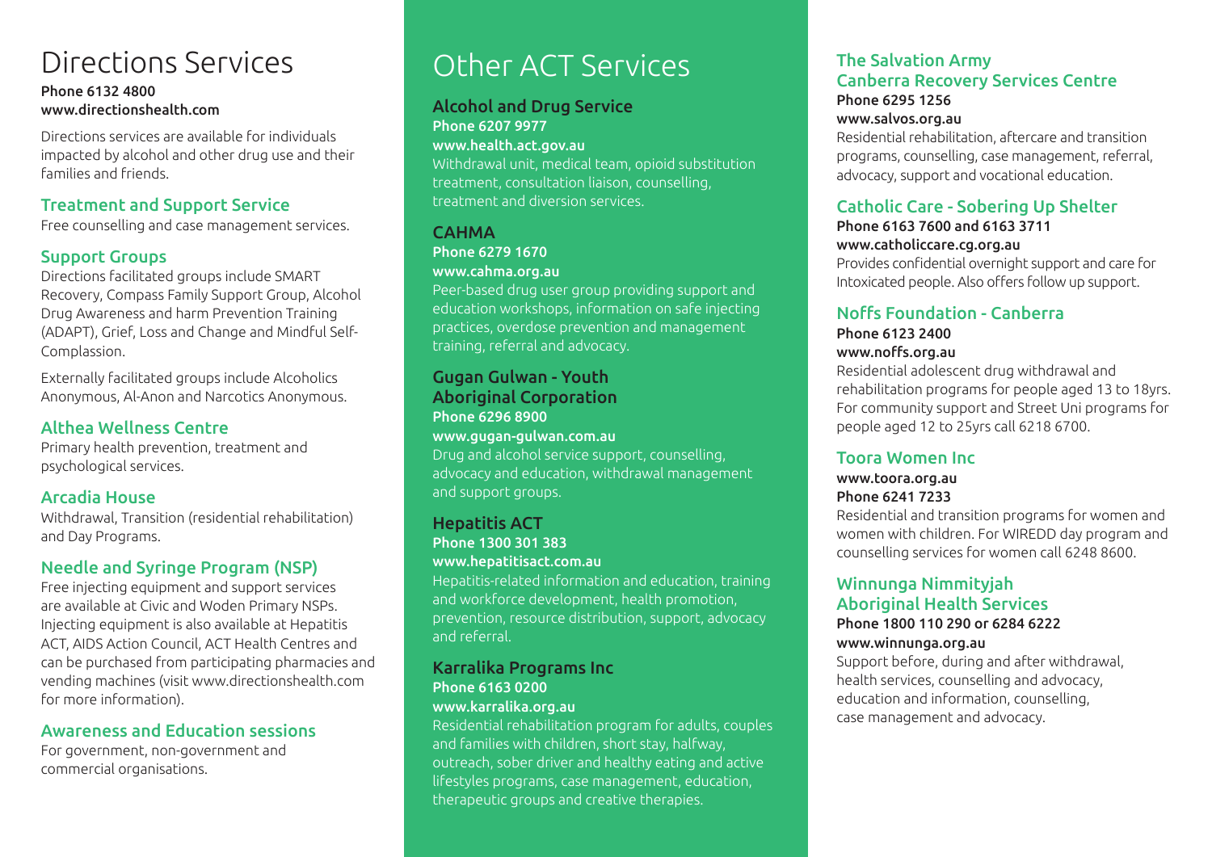# Directions Services

**Phone 6132 4800**
**www.directionshealth.com**

Directions services are available for individuals impacted by alcohol and other drug use and their families and friends.

### Treatment and Support Service

Free counselling and case management services.

### Support Groups

Directions facilitated groups include SMART Recovery, Compass Family Support Group, Alcohol Drug Awareness and harm Prevention Training (ADAPT), Grief, Loss and Change and Mindful Self-Complassion.

Externally facilitated groups include Alcoholics Anonymous, Al-Anon and Narcotics Anonymous.

### Althea Wellness Centre

Primary health prevention, treatment and psychological services.

### Arcadia House

Withdrawal, Transition (residential rehabilitation) and Day Programs.

### Needle and Syringe Program (NSP)

Free injecting equipment and support services are available at Civic and Woden Primary NSPs. Injecting equipment is also available at Hepatitis ACT, AIDS Action Council, ACT Health Centres and can be purchased from participating pharmacies and vending machines (visit www.directionshealth.com for more information).

### Awareness and Education sessions

For government, non-government and commercial organisations.

# Other ACT Services

### Alcohol and Drug Service

**Phone 6207 9977**
**www.health.act.gov.au**

Withdrawal unit, medical team, opioid substitution treatment, consultation liaison, counselling, treatment and diversion services.

### CAHMA

**Phone 6279 1670**
**www.cahma.org.au**

Peer-based drug user group providing support and education workshops, information on safe injecting practices, overdose prevention and management training, referral and advocacy.

### Gugan Gulwan - Youth Aboriginal Corporation

**Phone 6296 8900**
**www.gugan-gulwan.com.au**

Drug and alcohol service support, counselling, advocacy and education, withdrawal management and support groups.

### Hepatitis ACT

**Phone 1300 301 383**
**www.hepatitisact.com.au**

Hepatitis-related information and education, training and workforce development, health promotion, prevention, resource distribution, support, advocacy and referral.

### Karralika Programs Inc

**Phone 6163 0200**
**www.karralika.org.au**

Residential rehabilitation program for adults, couples and families with children, short stay, halfway, outreach, sober driver and healthy eating and active lifestyles programs, case management, education, therapeutic groups and creative therapies.

### The Salvation Army Canberra Recovery Services Centre

**Phone 6295 1256**
**www.salvos.org.au**

Residential rehabilitation, aftercare and transition programs, counselling, case management, referral, advocacy, support and vocational education.

### Catholic Care - Sobering Up Shelter

**Phone 6163 7600 and 6163 3711**
**www.catholiccare.cg.org.au**

Provides confidential overnight support and care for Intoxicated people. Also offers follow up support.

### Noffs Foundation - Canberra

**Phone 6123 2400**
**www.noffs.org.au**

Residential adolescent drug withdrawal and rehabilitation programs for people aged 13 to 18yrs. For community support and Street Uni programs for people aged 12 to 25yrs call 6218 6700.

### Toora Women Inc

**www.toora.org.au**
**Phone 6241 7233**

Residential and transition programs for women and women with children. For WIREDD day program and counselling services for women call 6248 8600.

### Winnunga Nimmityjah Aboriginal Health Services

**Phone 1800 110 290 or 6284 6222**
**www.winnunga.org.au**

Support before, during and after withdrawal, health services, counselling and advocacy, education and information, counselling, case management and advocacy.